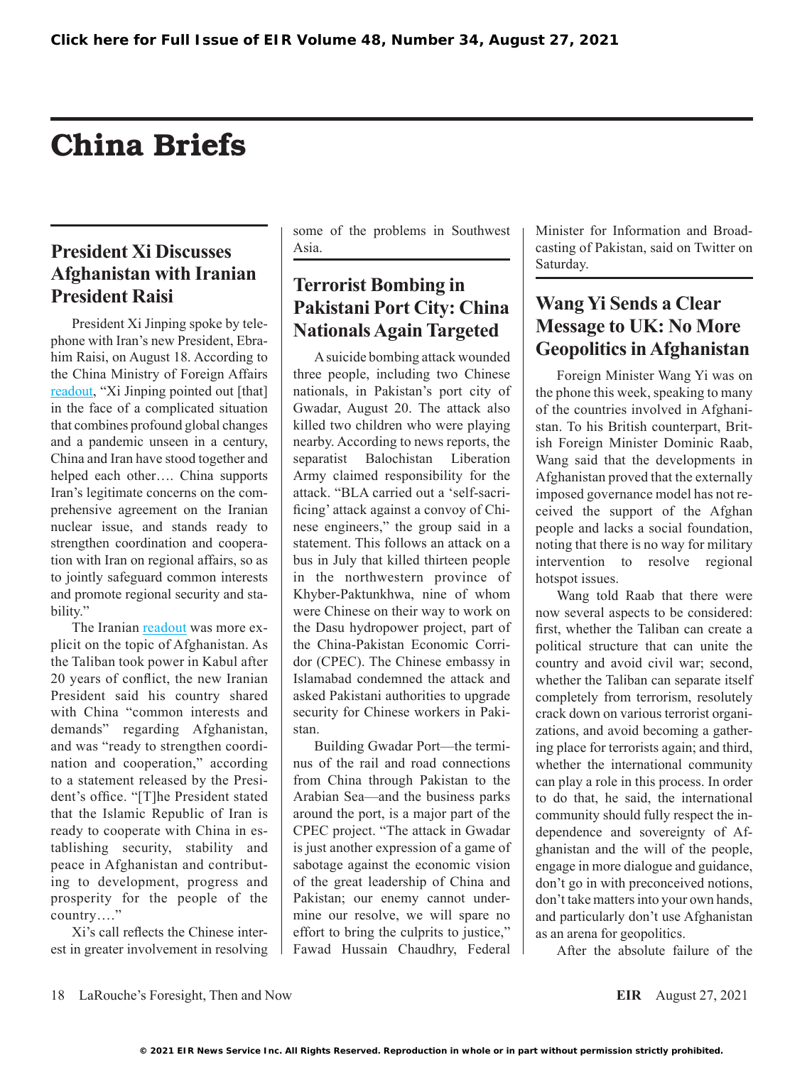# China Briefs

## President Xi Discusses Afghanistan with Iranian President Raisi

President Xi Jinping spoke by telephone with Iran's new President, Ebrahim Raisi, on August 18. According to the China Ministry of Foreign Affairs readout, "Xi Jinping pointed out [that] in the face of a complicated situation that combines profound global changes and a pandemic unseen in a century, China and Iran have stood together and helped each other…. China supports Iran's legitimate concerns on the comprehensive agreement on the Iranian nuclear issue, and stands ready to strengthen coordination and cooperation with Iran on regional affairs, so as to jointly safeguard common interests and promote regional security and stability."

The Iranian readout was more explicit on the topic of Afghanistan. As the Taliban took power in Kabul after 20 years of conflict, the new Iranian President said his country shared with China "common interests and demands" regarding Afghanistan, and was "ready to strengthen coordination and cooperation," according to a statement released by the President's office. "[T]he President stated that the Islamic Republic of Iran is ready to cooperate with China in establishing security, stability and peace in Afghanistan and contributing to development, progress and prosperity for the people of the country…."

Xi's call reflects the Chinese interest in greater involvement in resolving some of the problems in Southwest Asia.

## Terrorist Bombing in Pakistani Port City: China Nationals Again Targeted

A suicide bombing attack wounded three people, including two Chinese nationals, in Pakistan's port city of Gwadar, August 20. The attack also killed two children who were playing nearby. According to news reports, the separatist Balochistan Liberation Army claimed responsibility for the attack. "BLA carried out a 'self-sacrificing' attack against a convoy of Chinese engineers," the group said in a statement. This follows an attack on a bus in July that killed thirteen people in the northwestern province of Khyber-Paktunkhwa, nine of whom were Chinese on their way to work on the Dasu hydropower project, part of the China-Pakistan Economic Corridor (CPEC). The Chinese embassy in Islamabad condemned the attack and asked Pakistani authorities to upgrade security for Chinese workers in Pakistan.

Building Gwadar Port—the terminus of the rail and road connections from China through Pakistan to the Arabian Sea—and the business parks around the port, is a major part of the CPEC project. "The attack in Gwadar is just another expression of a game of sabotage against the economic vision of the great leadership of China and Pakistan; our enemy cannot undermine our resolve, we will spare no effort to bring the culprits to justice," Fawad Hussain Chaudhry, Federal Minister for Information and Broadcasting of Pakistan, said on Twitter on Saturday.

## Wang Yi Sends a Clear Message to UK: No More Geopolitics in Afghanistan

Foreign Minister Wang Yi was on the phone this week, speaking to many of the countries involved in Afghanistan. To his British counterpart, British Foreign Minister Dominic Raab, Wang said that the developments in Afghanistan proved that the externally imposed governance model has not received the support of the Afghan people and lacks a social foundation, noting that there is no way for military intervention to resolve regional hotspot issues.

Wang told Raab that there were now several aspects to be considered: first, whether the Taliban can create a political structure that can unite the country and avoid civil war; second, whether the Taliban can separate itself completely from terrorism, resolutely crack down on various terrorist organizations, and avoid becoming a gathering place for terrorists again; and third, whether the international community can play a role in this process. In order to do that, he said, the international community should fully respect the independence and sovereignty of Afghanistan and the will of the people, engage in more dialogue and guidance, don't go in with preconceived notions, don't take matters into your own hands, and particularly don't use Afghanistan as an arena for geopolitics.

After the absolute failure of the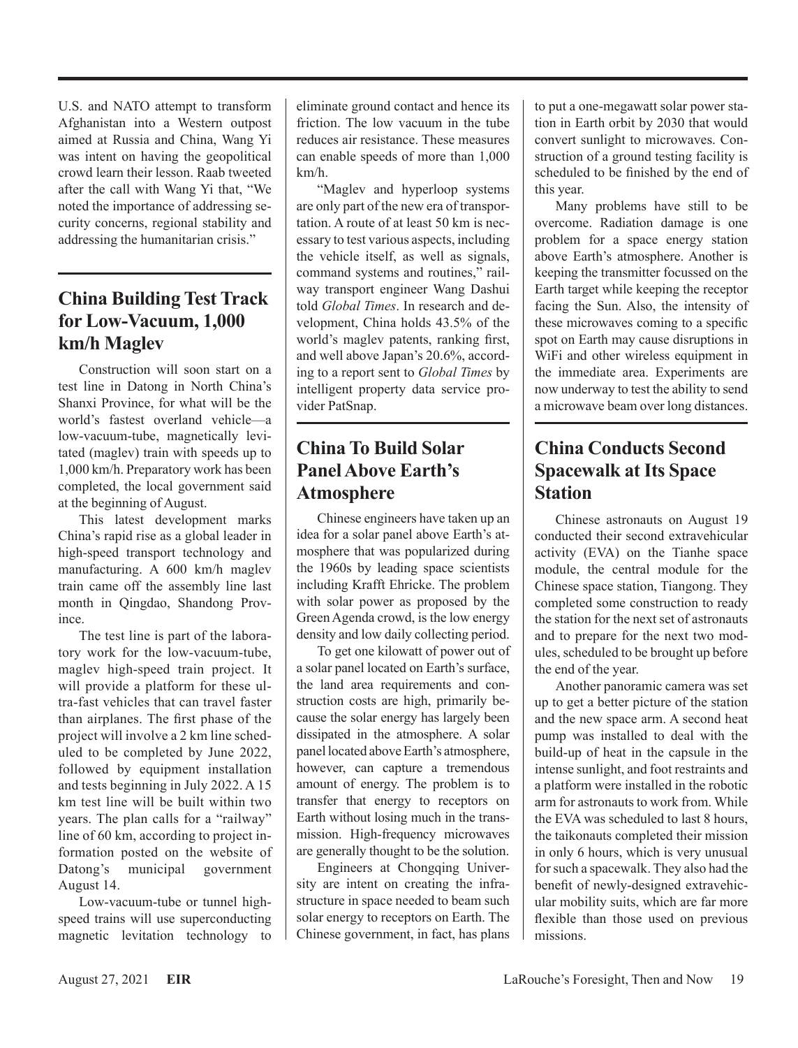U.S. and NATO attempt to transform Afghanistan into a Western outpost aimed at Russia and China, Wang Yi was intent on having the geopolitical crowd learn their lesson. Raab tweeted after the call with Wang Yi that, "We noted the importance of addressing security concerns, regional stability and addressing the humanitarian crisis."

## China Building Test Track for Low-Vacuum, 1,000 km/h Maglev

Construction will soon start on a test line in Datong in North China's Shanxi Province, for what will be the world's fastest overland vehicle—a low-vacuum-tube, magnetically levitated (maglev) train with speeds up to 1,000 km/h. Preparatory work has been completed, the local government said at the beginning of August.

This latest development marks China's rapid rise as a global leader in high-speed transport technology and manufacturing. A 600 km/h maglev train came off the assembly line last month in Qingdao, Shandong Province.

The test line is part of the laboratory work for the low-vacuum-tube, maglev high-speed train project. It will provide a platform for these ultra-fast vehicles that can travel faster than airplanes. The first phase of the project will involve a 2 km line scheduled to be completed by June 2022, followed by equipment installation and tests beginning in July 2022. A 15 km test line will be built within two years. The plan calls for a "railway" line of 60 km, according to project information posted on the website of Datong's municipal government August 14.

Low-vacuum-tube or tunnel high-speed trains will use superconducting magnetic levitation technology to eliminate ground contact and hence its friction. The low vacuum in the tube reduces air resistance. These measures can enable speeds of more than 1,000 km/h.

"Maglev and hyperloop systems are only part of the new era of transportation. A route of at least 50 km is necessary to test various aspects, including the vehicle itself, as well as signals, command systems and routines," railway transport engineer Wang Dashui told *Global Times*. In research and development, China holds 43.5% of the world's maglev patents, ranking first, and well above Japan's 20.6%, according to a report sent to *Global Times* by intelligent property data service provider PatSnap.

## China To Build Solar Panel Above Earth's Atmosphere

Chinese engineers have taken up an idea for a solar panel above Earth's atmosphere that was popularized during the 1960s by leading space scientists including Krafft Ehricke. The problem with solar power as proposed by the Green Agenda crowd, is the low energy density and low daily collecting period.

To get one kilowatt of power out of a solar panel located on Earth's surface, the land area requirements and construction costs are high, primarily because the solar energy has largely been dissipated in the atmosphere. A solar panel located above Earth's atmosphere, however, can capture a tremendous amount of energy. The problem is to transfer that energy to receptors on Earth without losing much in the transmission. High-frequency microwaves are generally thought to be the solution.

Engineers at Chongqing University are intent on creating the infrastructure in space needed to beam such solar energy to receptors on Earth. The Chinese government, in fact, has plans to put a one-megawatt solar power station in Earth orbit by 2030 that would convert sunlight to microwaves. Construction of a ground testing facility is scheduled to be finished by the end of this year.

Many problems have still to be overcome. Radiation damage is one problem for a space energy station above Earth's atmosphere. Another is keeping the transmitter focussed on the Earth target while keeping the receptor facing the Sun. Also, the intensity of these microwaves coming to a specific spot on Earth may cause disruptions in WiFi and other wireless equipment in the immediate area. Experiments are now underway to test the ability to send a microwave beam over long distances.

## China Conducts Second Spacewalk at Its Space Station

Chinese astronauts on August 19 conducted their second extravehicular activity (EVA) on the Tianhe space module, the central module for the Chinese space station, Tiangong. They completed some construction to ready the station for the next set of astronauts and to prepare for the next two modules, scheduled to be brought up before the end of the year.

Another panoramic camera was set up to get a better picture of the station and the new space arm. A second heat pump was installed to deal with the build-up of heat in the capsule in the intense sunlight, and foot restraints and a platform were installed in the robotic arm for astronauts to work from. While the EVA was scheduled to last 8 hours, the taikonauts completed their mission in only 6 hours, which is very unusual for such a spacewalk. They also had the benefit of newly-designed extravehicular mobility suits, which are far more flexible than those used on previous missions.